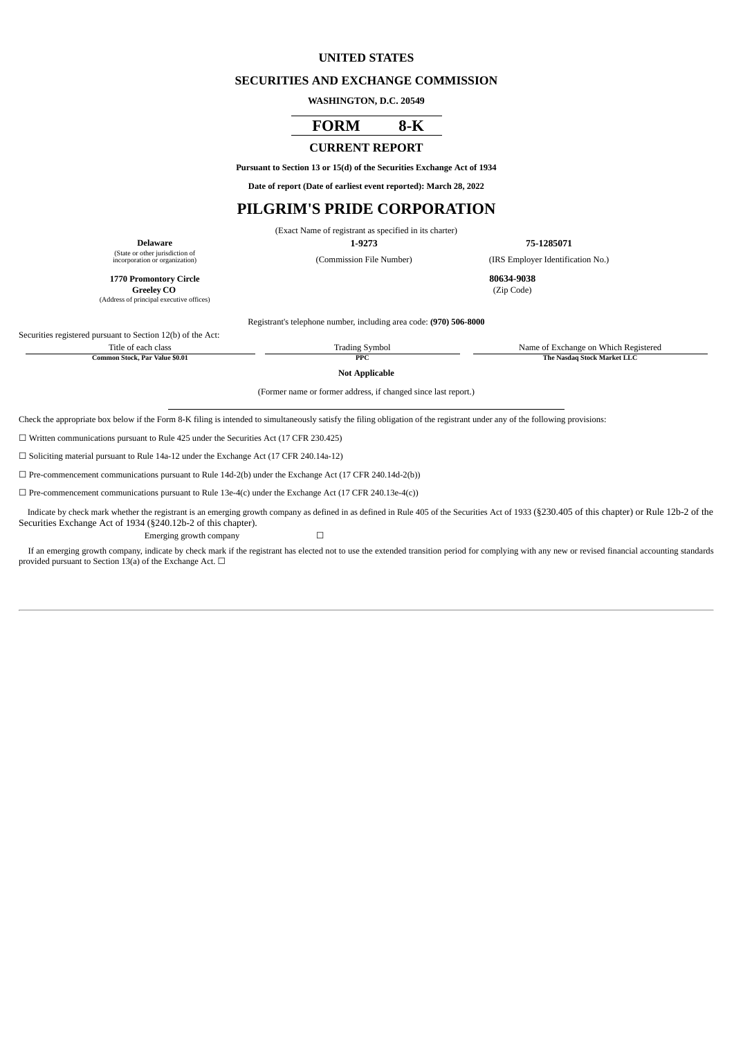**UNITED STATES**

**SECURITIES AND EXCHANGE COMMISSION**

**WASHINGTON, D.C. 20549**

# FORM 8-K

## CURRENT REPORT

**Pursuant to Section 13 or 15(d) of the Securities Exchange Act of 1934**

**Date of report (Date of earliest event reported): March 28, 2022**

# PILGRIM'S PRIDE CORPORATION

(Exact Name of registrant as specified in its charter)

| **Delaware** | **1-9273** | **75-1285071** |
|---|---|---|
| (State or other jurisdiction of incorporation or organization) | (Commission File Number) | (IRS Employer Identification No.) |

| **1770 Promontory Circle Greeley CO** | **80634-9038** |
|---|---|
| (Address of principal executive offices) | (Zip Code) |

Registrant's telephone number, including area code: **(970) 506-8000**

Securities registered pursuant to Section 12(b) of the Act:

| Title of each class | Trading Symbol | Name of Exchange on Which Registered |
|---|---|---|
| **Common Stock, Par Value $0.01** | **PPC** | **The Nasdaq Stock Market LLC** |

**Not Applicable**

(Former name or former address, if changed since last report.)

Check the appropriate box below if the Form 8-K filing is intended to simultaneously satisfy the filing obligation of the registrant under any of the following provisions:

☐ Written communications pursuant to Rule 425 under the Securities Act (17 CFR 230.425)

☐ Soliciting material pursuant to Rule 14a-12 under the Exchange Act (17 CFR 240.14a-12)

☐ Pre-commencement communications pursuant to Rule 14d-2(b) under the Exchange Act (17 CFR 240.14d-2(b))

☐ Pre-commencement communications pursuant to Rule 13e-4(c) under the Exchange Act (17 CFR 240.13e-4(c))

Indicate by check mark whether the registrant is an emerging growth company as defined in as defined in Rule 405 of the Securities Act of 1933 (§230.405 of this chapter) or Rule 12b-2 of the Securities Exchange Act of 1934 (§240.12b-2 of this chapter).

Emerging growth company ☐

If an emerging growth company, indicate by check mark if the registrant has elected not to use the extended transition period for complying with any new or revised financial accounting standards provided pursuant to Section 13(a) of the Exchange Act. ☐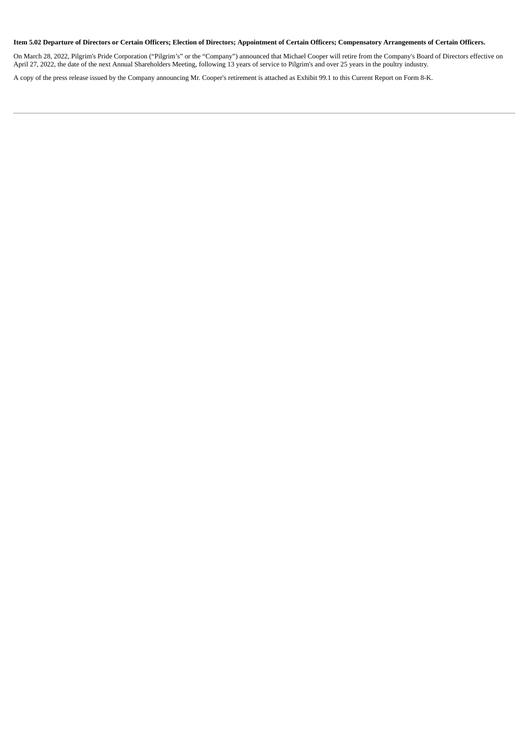**Item 5.02 Departure of Directors or Certain Officers; Election of Directors; Appointment of Certain Officers; Compensatory Arrangements of Certain Officers.**

On March 28, 2022, Pilgrim's Pride Corporation ("Pilgrim's" or the "Company") announced that Michael Cooper will retire from the Company's Board of Directors effective on April 27, 2022, the date of the next Annual Shareholders Meeting, following 13 years of service to Pilgrim's and over 25 years in the poultry industry.

A copy of the press release issued by the Company announcing Mr. Cooper's retirement is attached as Exhibit 99.1 to this Current Report on Form 8-K.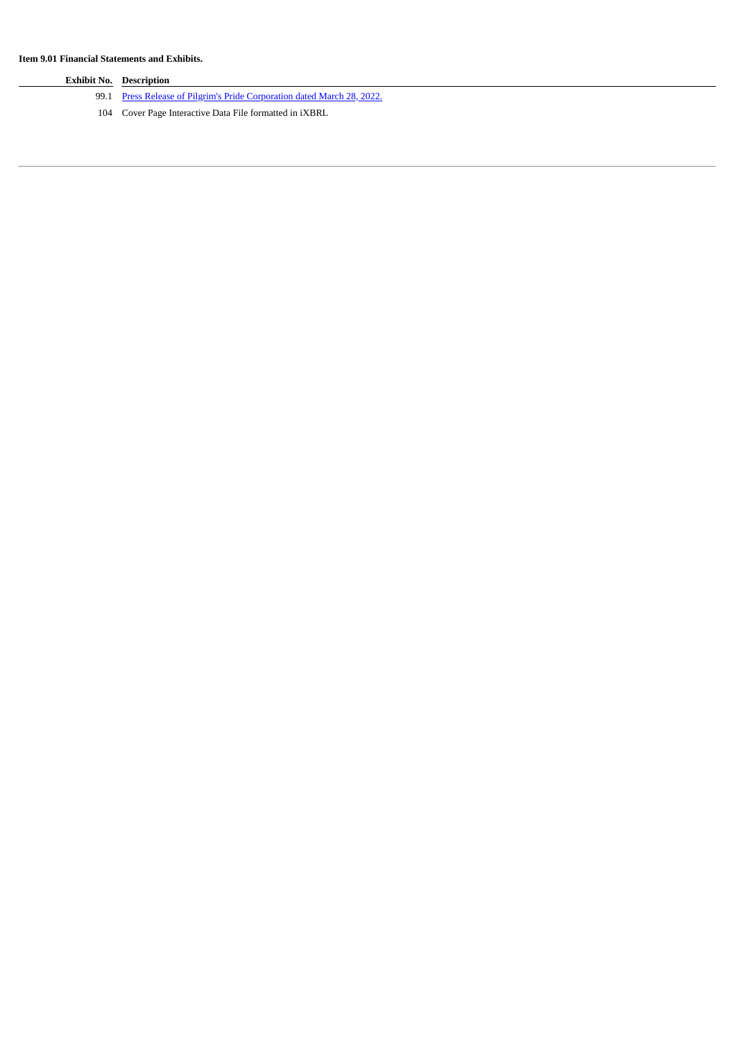**Item 9.01 Financial Statements and Exhibits.**

| Exhibit No. | Description |
| --- | --- |
| 99.1 | Press Release of Pilgrim's Pride Corporation dated March 28, 2022. |
| 104 | Cover Page Interactive Data File formatted in iXBRL |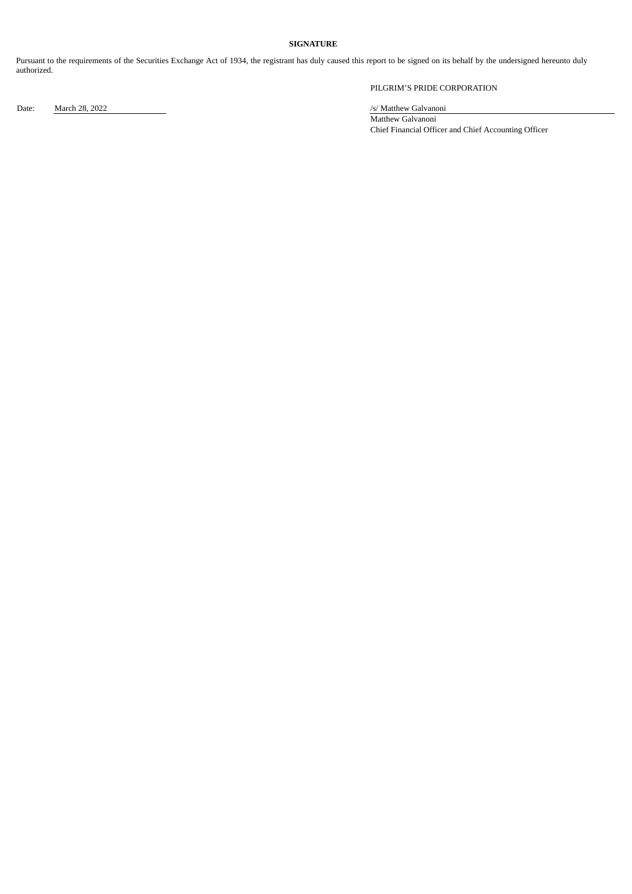**SIGNATURE**

Pursuant to the requirements of the Securities Exchange Act of 1934, the registrant has duly caused this report to be signed on its behalf by the undersigned hereunto duly authorized.

PILGRIM'S PRIDE CORPORATION

Date: March 28, 2022

/s/ Matthew Galvanoni
Matthew Galvanoni
Chief Financial Officer and Chief Accounting Officer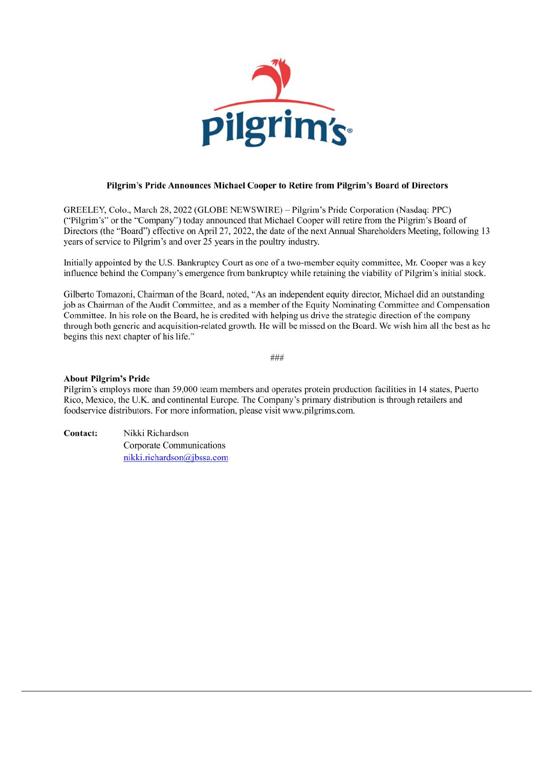Pilgrim's

**Pilgrim's Pride Announces Michael Cooper to Retire from Pilgrim's Board of Directors**

GREELEY, Colo., March 28, 2022 (GLOBE NEWSWIRE) – Pilgrim's Pride Corporation (Nasdaq: PPC) ("Pilgrim's" or the "Company") today announced that Michael Cooper will retire from the Pilgrim's Board of Directors (the "Board") effective on April 27, 2022, the date of the next Annual Shareholders Meeting, following 13 years of service to Pilgrim's and over 25 years in the poultry industry.

Initially appointed by the U.S. Bankruptcy Court as one of a two-member equity committee, Mr. Cooper was a key influence behind the Company's emergence from bankruptcy while retaining the viability of Pilgrim's initial stock.

Gilberto Tomazoni, Chairman of the Board, noted, "As an independent equity director, Michael did an outstanding job as Chairman of the Audit Committee, and as a member of the Equity Nominating Committee and Compensation Committee. In his role on the Board, he is credited with helping us drive the strategic direction of the company through both generic and acquisition-related growth. He will be missed on the Board. We wish him all the best as he begins this next chapter of his life."

###

**About Pilgrim's Pride**
Pilgrim's employs more than 59,000 team members and operates protein production facilities in 14 states, Puerto Rico, Mexico, the U.K. and continental Europe. The Company's primary distribution is through retailers and foodservice distributors. For more information, please visit www.pilgrims.com.

**Contact:** Nikki Richardson
Corporate Communications
nikki.richardson@jbssa.com